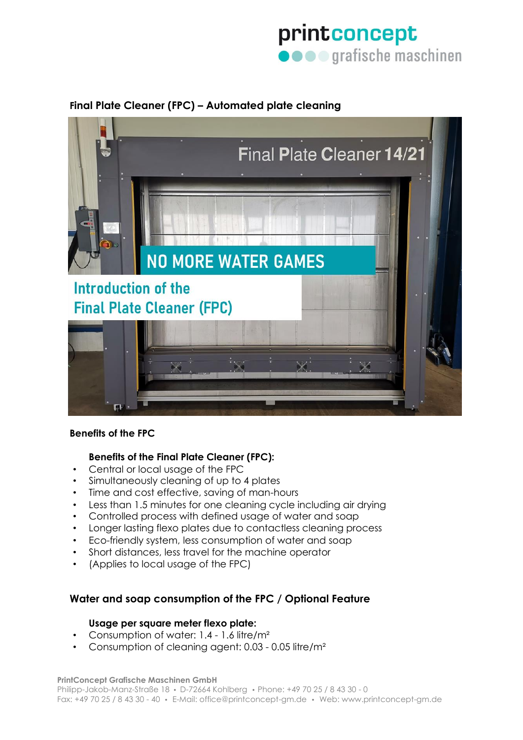# Final Plate Cleaner (FPC) – Automated plate cleaning

## Benefits of the FPC

**Benefits of the Final Plate Cleaner (FPC):**

- Central or local usage of the FPC
- Simultaneously cleaning of up to 4 plates
- Time and cost effective, saving of man-hours
- Less than 1.5 minutes for one cleaning cycle including air drying
- Controlled process with defined usage of water and soap
- Longer lasting flexo plates due to contactless cleaning process
- Eco-friendly system, less consumption of water and soap
- Short distances, less travel for the machine operator
- (Applies to local usage of the FPC)

## Water and soap consumption of the FPC / Optional Feature

**Usage per square meter flexo plate:**

- Consumption of water: 1.4 - 1.6 litre/m²
- Consumption of cleaning agent: 0.03 - 0.05 litre/m²

**PrintConcept Grafische Maschinen GmbH**
Philipp-Jakob-Manz-Straße 18 • D-72664 Kohlberg • Phone: +49 70 25 / 8 43 30 - 0
Fax: +49 70 25 / 8 43 30 - 40 • E-Mail: office@printconcept-gm.de • Web: www.printconcept-gm.de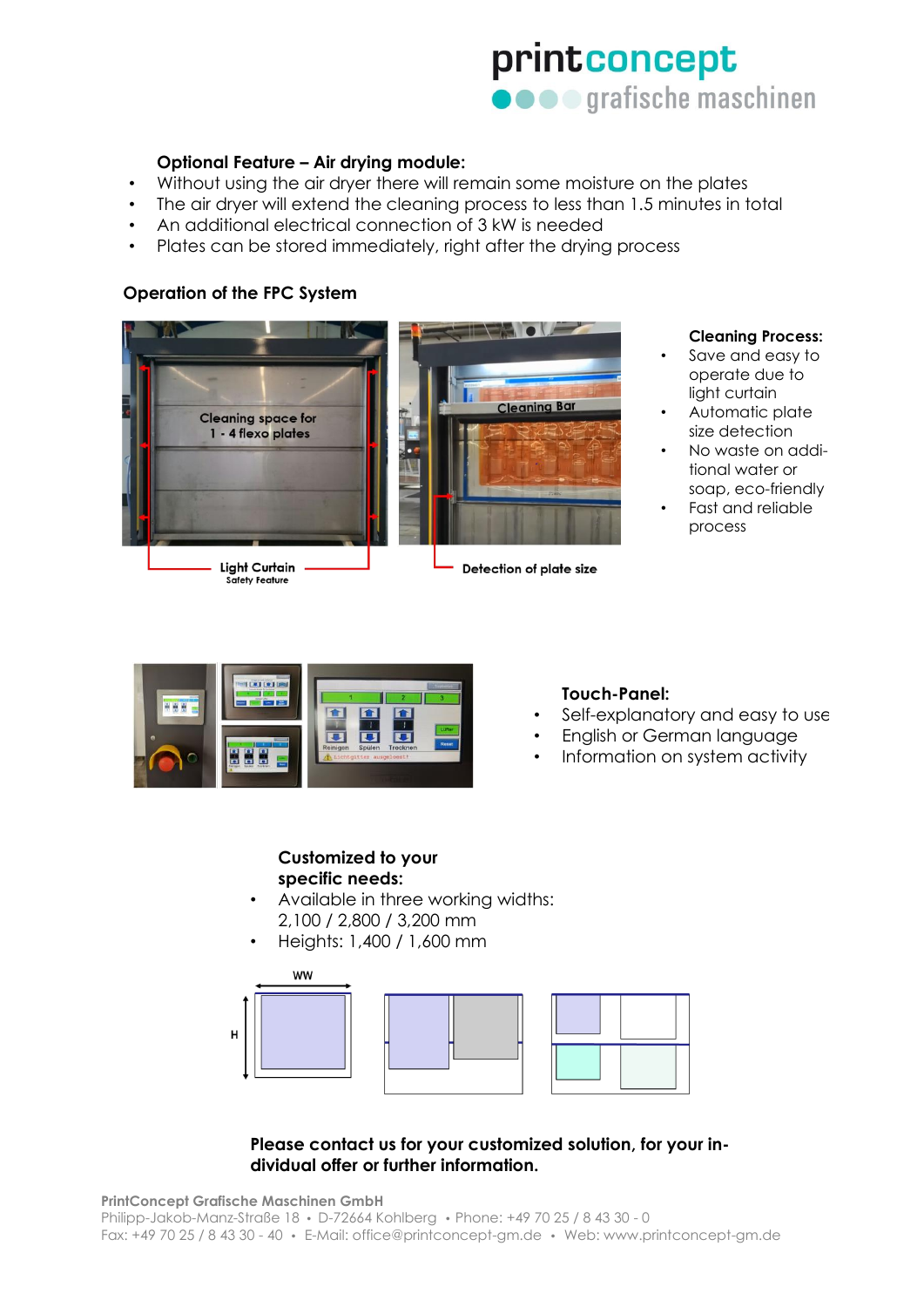**Optional Feature – Air drying module:**

- Without using the air dryer there will remain some moisture on the plates
- The air dryer will extend the cleaning process to less than 1.5 minutes in total
- An additional electrical connection of 3 kW is needed
- Plates can be stored immediately, right after the drying process

## Operation of the FPC System

Cleaning space for 1 - 4 flexo plates

Light Curtain
Safety Feature

Cleaning Bar

Detection of plate size

**Cleaning Process:**

- Save and easy to operate due to light curtain
- Automatic plate size detection
- No waste on additional water or soap, eco-friendly
- Fast and reliable process

**Touch-Panel:**

- Self-explanatory and easy to use
- English or German language
- Information on system activity

**Customized to your specific needs:**

- Available in three working widths: 2,100 / 2,800 / 3,200 mm
- Heights: 1,400 / 1,600 mm

WW

H

**Please contact us for your customized solution, for your individual offer or further information.**

**PrintConcept Grafische Maschinen GmbH**
Philipp-Jakob-Manz-Straße 18 • D-72664 Kohlberg • Phone: +49 70 25 / 8 43 30 - 0
Fax: +49 70 25 / 8 43 30 - 40 • E-Mail: office@printconcept-gm.de • Web: www.printconcept-gm.de